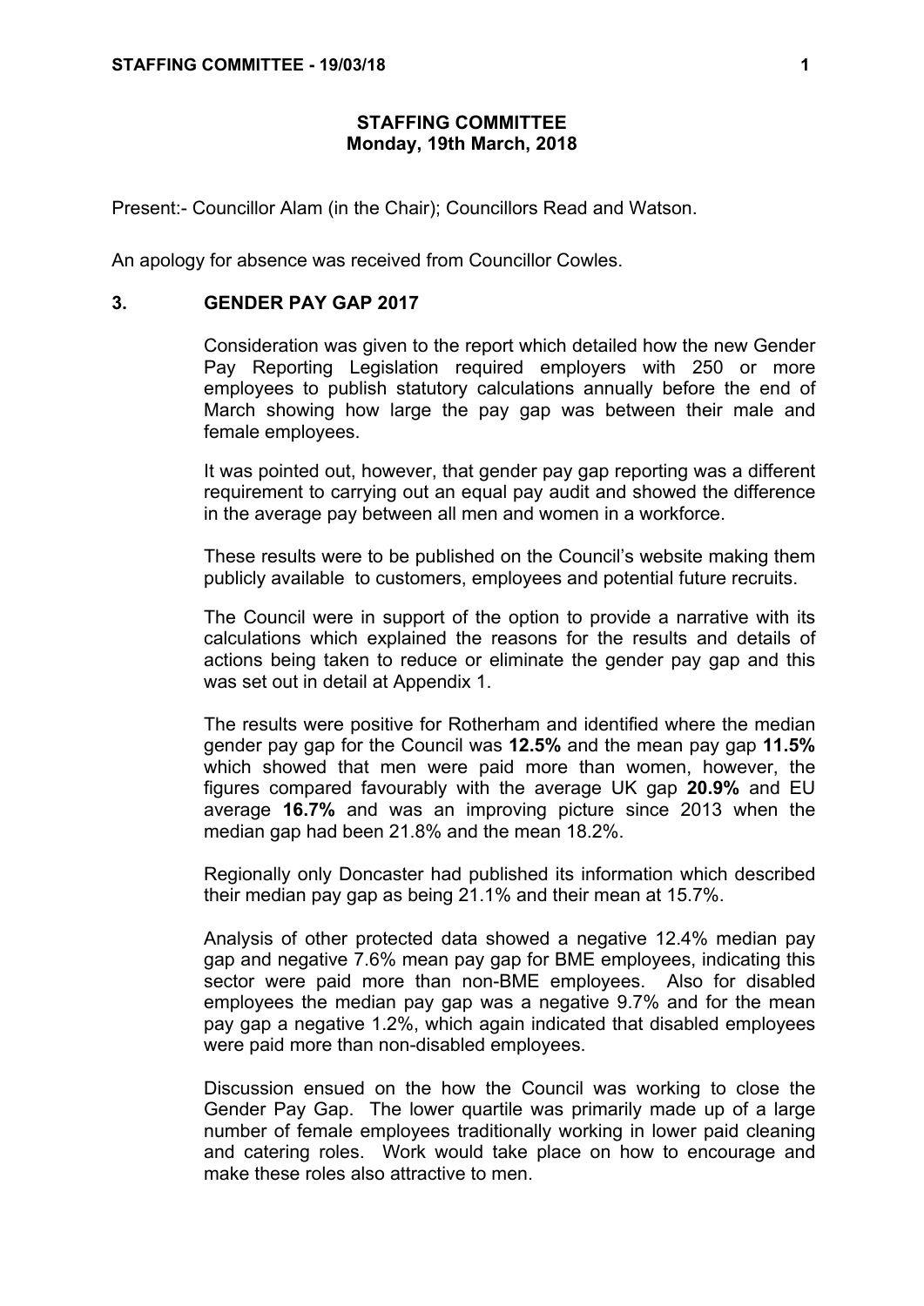# STAFFING COMMITTEE
## Monday, 19th March, 2018

Present:- Councillor Alam (in the Chair); Councillors Read and Watson.

An apology for absence was received from Councillor Cowles.

### 3. GENDER PAY GAP 2017

Consideration was given to the report which detailed how the new Gender Pay Reporting Legislation required employers with 250 or more employees to publish statutory calculations annually before the end of March showing how large the pay gap was between their male and female employees.

It was pointed out, however, that gender pay gap reporting was a different requirement to carrying out an equal pay audit and showed the difference in the average pay between all men and women in a workforce.

These results were to be published on the Council's website making them publicly available to customers, employees and potential future recruits.

The Council were in support of the option to provide a narrative with its calculations which explained the reasons for the results and details of actions being taken to reduce or eliminate the gender pay gap and this was set out in detail at Appendix 1.

The results were positive for Rotherham and identified where the median gender pay gap for the Council was **12.5%** and the mean pay gap **11.5%** which showed that men were paid more than women, however, the figures compared favourably with the average UK gap **20.9%** and EU average **16.7%** and was an improving picture since 2013 when the median gap had been 21.8% and the mean 18.2%.

Regionally only Doncaster had published its information which described their median pay gap as being 21.1% and their mean at 15.7%.

Analysis of other protected data showed a negative 12.4% median pay gap and negative 7.6% mean pay gap for BME employees, indicating this sector were paid more than non-BME employees. Also for disabled employees the median pay gap was a negative 9.7% and for the mean pay gap a negative 1.2%, which again indicated that disabled employees were paid more than non-disabled employees.

Discussion ensued on the how the Council was working to close the Gender Pay Gap. The lower quartile was primarily made up of a large number of female employees traditionally working in lower paid cleaning and catering roles. Work would take place on how to encourage and make these roles also attractive to men.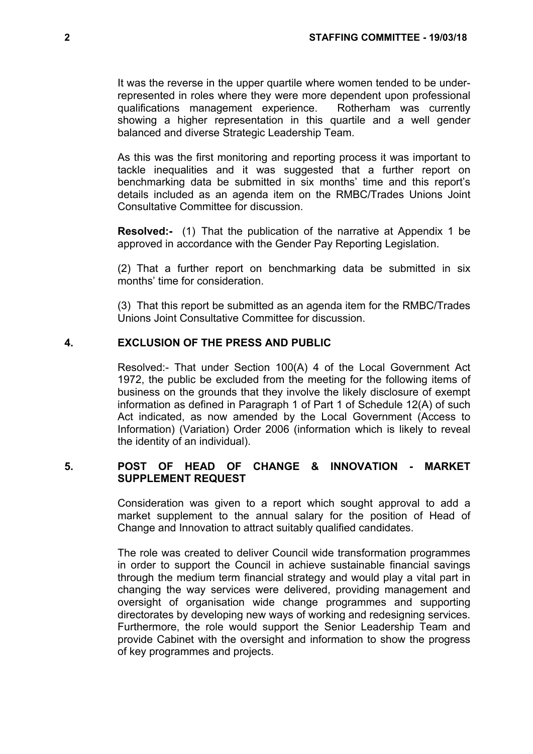It was the reverse in the upper quartile where women tended to be under-represented in roles where they were more dependent upon professional qualifications management experience. Rotherham was currently showing a higher representation in this quartile and a well gender balanced and diverse Strategic Leadership Team.

As this was the first monitoring and reporting process it was important to tackle inequalities and it was suggested that a further report on benchmarking data be submitted in six months' time and this report's details included as an agenda item on the RMBC/Trades Unions Joint Consultative Committee for discussion.

**Resolved:-** (1) That the publication of the narrative at Appendix 1 be approved in accordance with the Gender Pay Reporting Legislation.

(2) That a further report on benchmarking data be submitted in six months' time for consideration.

(3) That this report be submitted as an agenda item for the RMBC/Trades Unions Joint Consultative Committee for discussion.

## 4. EXCLUSION OF THE PRESS AND PUBLIC

Resolved:- That under Section 100(A) 4 of the Local Government Act 1972, the public be excluded from the meeting for the following items of business on the grounds that they involve the likely disclosure of exempt information as defined in Paragraph 1 of Part 1 of Schedule 12(A) of such Act indicated, as now amended by the Local Government (Access to Information) (Variation) Order 2006 (information which is likely to reveal the identity of an individual).

## 5. POST OF HEAD OF CHANGE & INNOVATION - MARKET SUPPLEMENT REQUEST

Consideration was given to a report which sought approval to add a market supplement to the annual salary for the position of Head of Change and Innovation to attract suitably qualified candidates.

The role was created to deliver Council wide transformation programmes in order to support the Council in achieve sustainable financial savings through the medium term financial strategy and would play a vital part in changing the way services were delivered, providing management and oversight of organisation wide change programmes and supporting directorates by developing new ways of working and redesigning services. Furthermore, the role would support the Senior Leadership Team and provide Cabinet with the oversight and information to show the progress of key programmes and projects.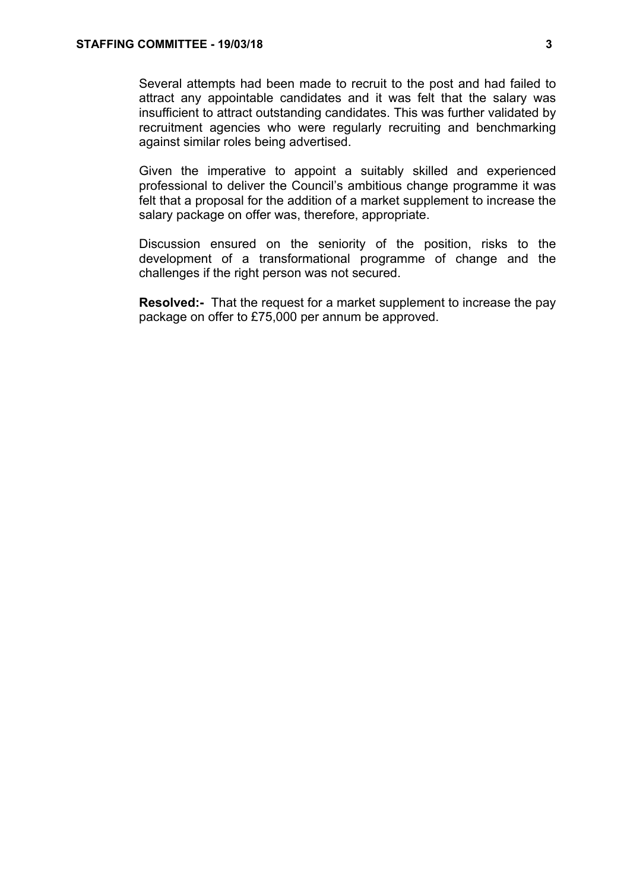Several attempts had been made to recruit to the post and had failed to attract any appointable candidates and it was felt that the salary was insufficient to attract outstanding candidates. This was further validated by recruitment agencies who were regularly recruiting and benchmarking against similar roles being advertised.

Given the imperative to appoint a suitably skilled and experienced professional to deliver the Council's ambitious change programme it was felt that a proposal for the addition of a market supplement to increase the salary package on offer was, therefore, appropriate.

Discussion ensured on the seniority of the position, risks to the development of a transformational programme of change and the challenges if the right person was not secured.

**Resolved:-** That the request for a market supplement to increase the pay package on offer to £75,000 per annum be approved.